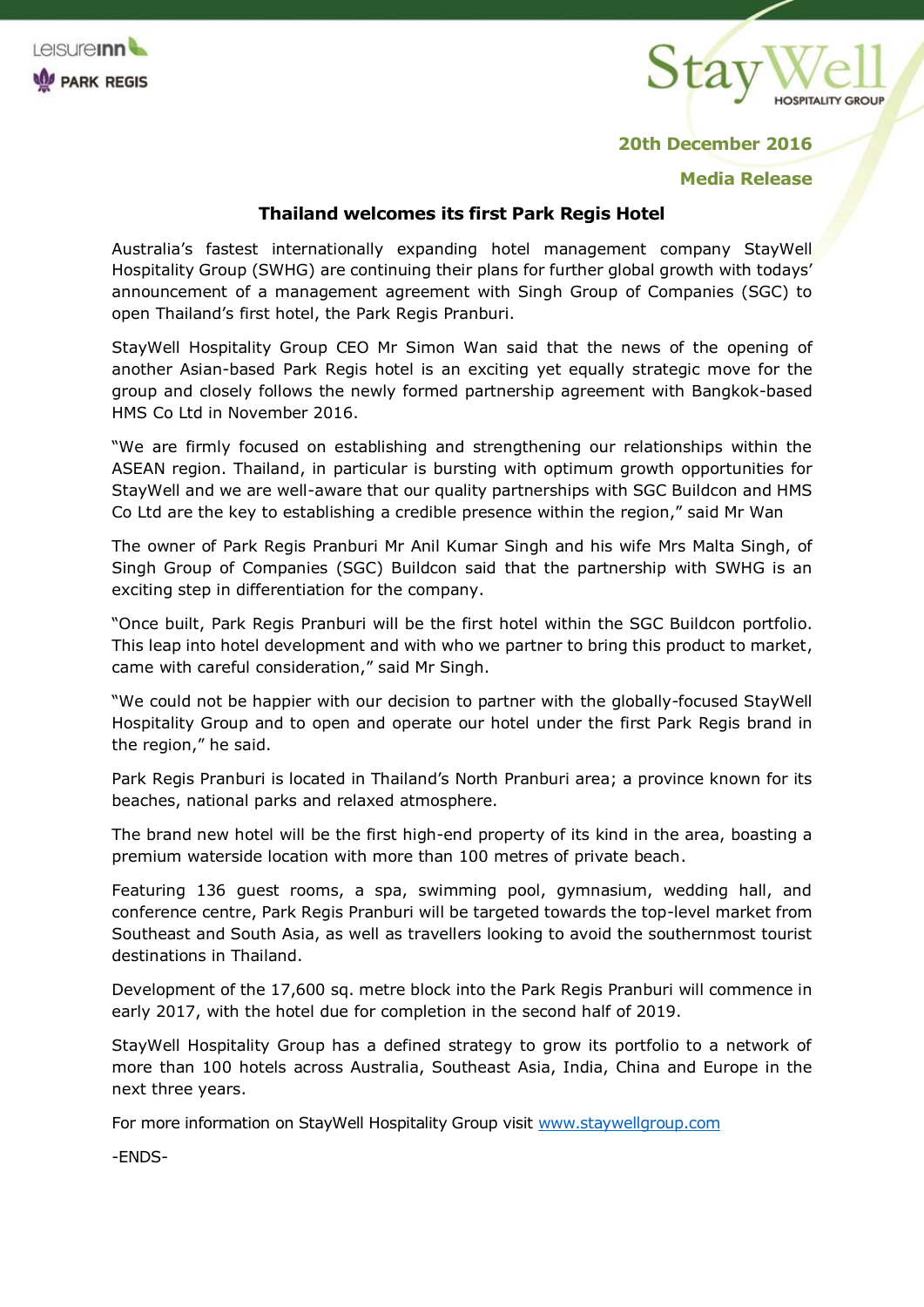**20th December 2016**

**Media Release**

# Thailand welcomes its first Park Regis Hotel

Australia's fastest internationally expanding hotel management company StayWell Hospitality Group (SWHG) are continuing their plans for further global growth with todays' announcement of a management agreement with Singh Group of Companies (SGC) to open Thailand's first hotel, the Park Regis Pranburi.

StayWell Hospitality Group CEO Mr Simon Wan said that the news of the opening of another Asian-based Park Regis hotel is an exciting yet equally strategic move for the group and closely follows the newly formed partnership agreement with Bangkok-based HMS Co Ltd in November 2016.

"We are firmly focused on establishing and strengthening our relationships within the ASEAN region. Thailand, in particular is bursting with optimum growth opportunities for StayWell and we are well-aware that our quality partnerships with SGC Buildcon and HMS Co Ltd are the key to establishing a credible presence within the region," said Mr Wan

The owner of Park Regis Pranburi Mr Anil Kumar Singh and his wife Mrs Malta Singh, of Singh Group of Companies (SGC) Buildcon said that the partnership with SWHG is an exciting step in differentiation for the company.

"Once built, Park Regis Pranburi will be the first hotel within the SGC Buildcon portfolio. This leap into hotel development and with who we partner to bring this product to market, came with careful consideration," said Mr Singh.

"We could not be happier with our decision to partner with the globally-focused StayWell Hospitality Group and to open and operate our hotel under the first Park Regis brand in the region," he said.

Park Regis Pranburi is located in Thailand's North Pranburi area; a province known for its beaches, national parks and relaxed atmosphere.

The brand new hotel will be the first high-end property of its kind in the area, boasting a premium waterside location with more than 100 metres of private beach.

Featuring 136 guest rooms, a spa, swimming pool, gymnasium, wedding hall, and conference centre, Park Regis Pranburi will be targeted towards the top-level market from Southeast and South Asia, as well as travellers looking to avoid the southernmost tourist destinations in Thailand.

Development of the 17,600 sq. metre block into the Park Regis Pranburi will commence in early 2017, with the hotel due for completion in the second half of 2019.

StayWell Hospitality Group has a defined strategy to grow its portfolio to a network of more than 100 hotels across Australia, Southeast Asia, India, China and Europe in the next three years.

For more information on StayWell Hospitality Group visit [www.staywellgroup.com](http://www.staywellgroup.com)

-ENDS-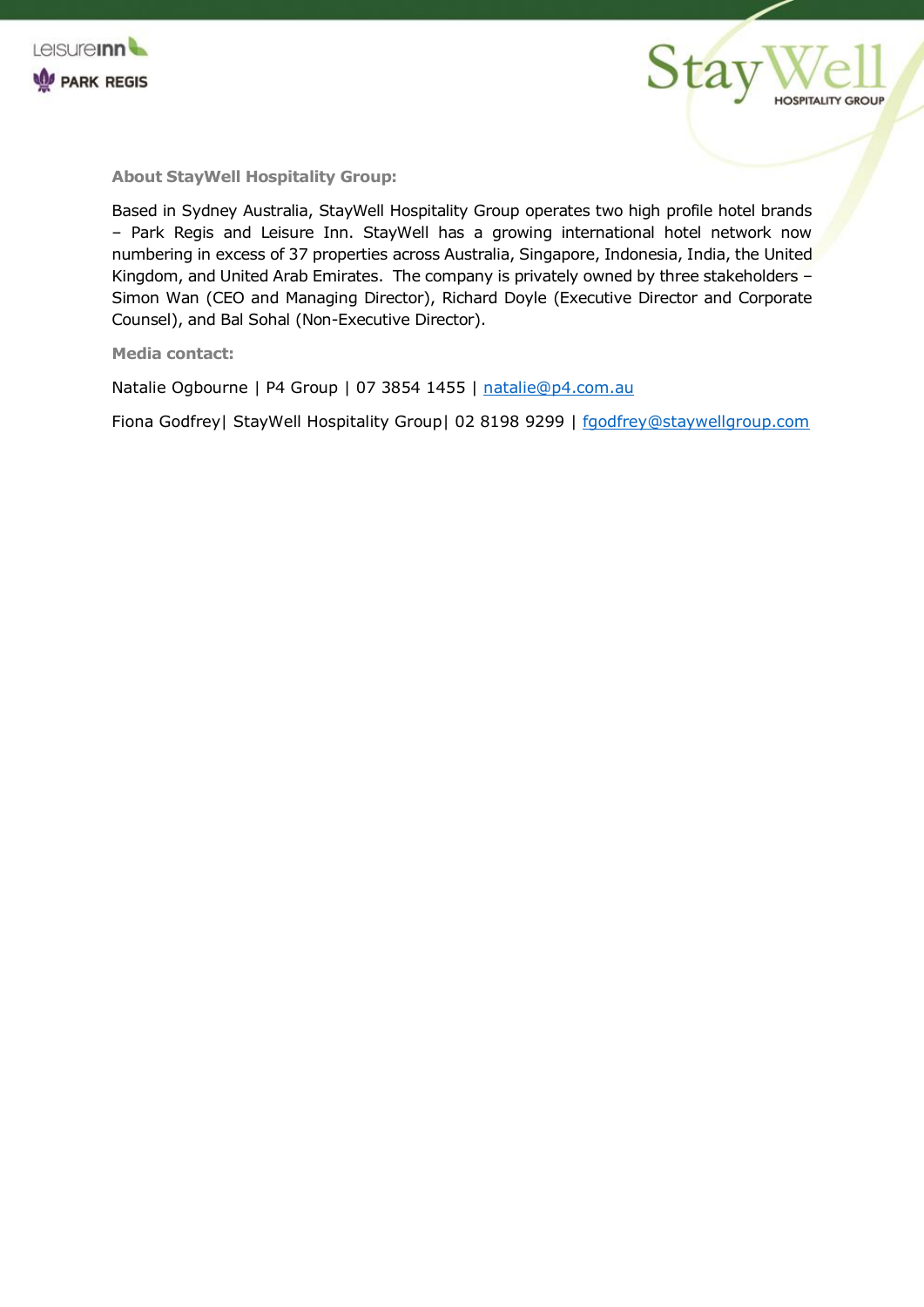**About StayWell Hospitality Group:**

Based in Sydney Australia, StayWell Hospitality Group operates two high profile hotel brands – Park Regis and Leisure Inn. StayWell has a growing international hotel network now numbering in excess of 37 properties across Australia, Singapore, Indonesia, India, the United Kingdom, and United Arab Emirates. The company is privately owned by three stakeholders – Simon Wan (CEO and Managing Director), Richard Doyle (Executive Director and Corporate Counsel), and Bal Sohal (Non-Executive Director).

**Media contact:**

Natalie Ogbourne | P4 Group | 07 3854 1455 | natalie@p4.com.au

Fiona Godfrey| StayWell Hospitality Group| 02 8198 9299 | fgodfrey@staywellgroup.com